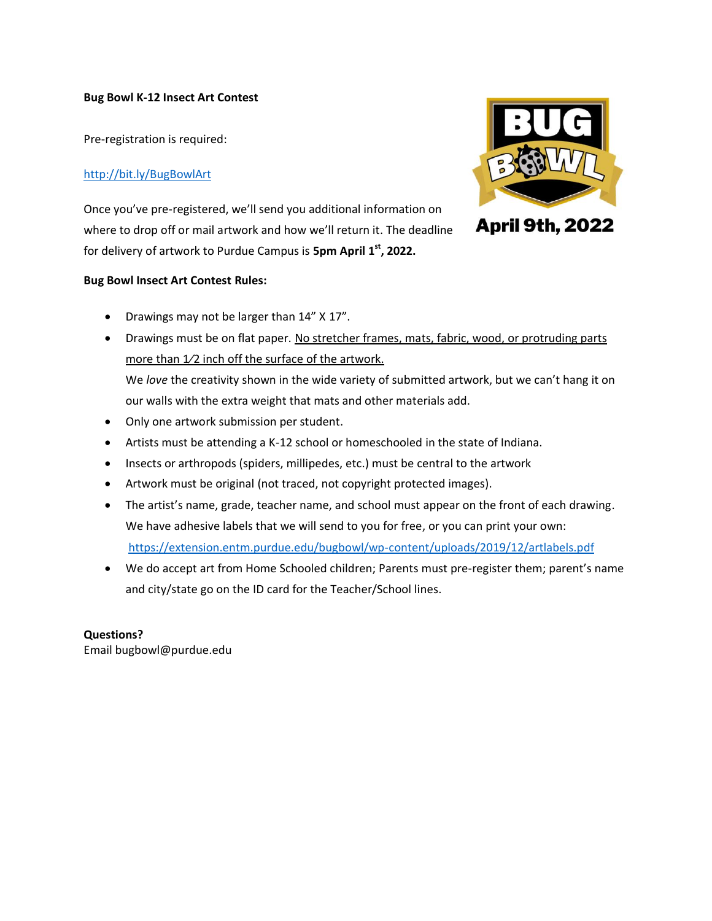**Bug Bowl K-12 Insect Art Contest**

Pre-registration is required:

http://bit.ly/BugBowlArt

Once you've pre-registered, we'll send you additional information on where to drop off or mail artwork and how we'll return it. The deadline for delivery of artwork to Purdue Campus is **5pm April 1st, 2022.**

BUG BOWL

April 9th, 2022

**Bug Bowl Insect Art Contest Rules:**

- Drawings may not be larger than 14" X 17".
- Drawings must be on flat paper. No stretcher frames, mats, fabric, wood, or protruding parts more than 1⁄2 inch off the surface of the artwork.
  We *love* the creativity shown in the wide variety of submitted artwork, but we can't hang it on our walls with the extra weight that mats and other materials add.
- Only one artwork submission per student.
- Artists must be attending a K-12 school or homeschooled in the state of Indiana.
- Insects or arthropods (spiders, millipedes, etc.) must be central to the artwork
- Artwork must be original (not traced, not copyright protected images).
- The artist's name, grade, teacher name, and school must appear on the front of each drawing. We have adhesive labels that we will send to you for free, or you can print your own: https://extension.entm.purdue.edu/bugbowl/wp-content/uploads/2019/12/artlabels.pdf
- We do accept art from Home Schooled children; Parents must pre-register them; parent's name and city/state go on the ID card for the Teacher/School lines.

**Questions?**
Email bugbowl@purdue.edu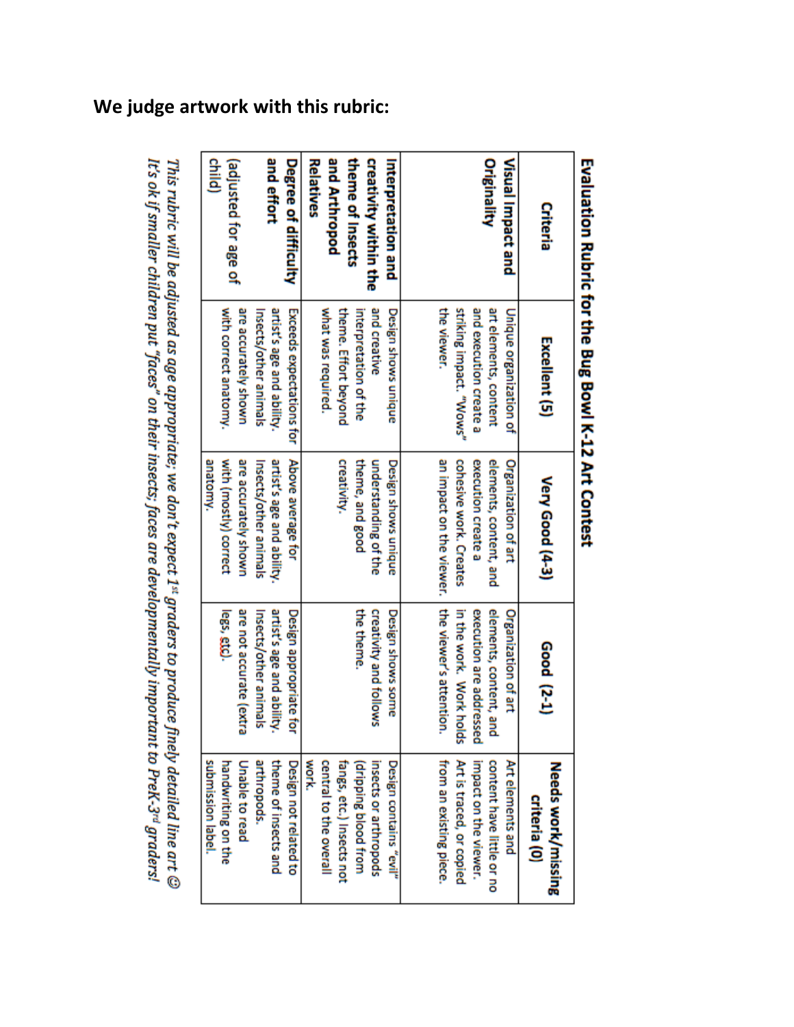**We judge artwork with this rubric:**

## Evaluation Rubric for the Bug Bowl K-12 Art Contest

| Criteria | Excellent (5) | Very Good (4-3) | Good (2-1) | Needs work/missing criteria (0) |
|---|---|---|---|---|
| **Visual Impact and Originality** | Unique organization of art elements, content and execution create a striking impact. "Wows" the viewer. | Organization of art elements, content, and execution create a cohesive work. Creates an impact on the viewer. | Organization of art elements, content, and execution are addressed in the work. Work holds the viewer's attention. | Art elements and content have little or no impact on the viewer. Art is traced, or copied from an existing piece. |
| **Interpretation and creativity within the theme of Insects and Arthropod Relatives** | Design shows unique and creative interpretation of the theme. Effort beyond what was required. | Design shows unique understanding of the theme, and good creativity. | Design shows some creativity and follows the theme. | Design contains "evil" insects or arthropods (dripping blood from fangs, etc.) Insects not central to the overall work. |
| **Degree of difficulty and effort** (adjusted for age of child) | Exceeds expectations for artist's age and ability. Insects/other animals are accurately shown with correct anatomy. | Above average for artist's age and ability. Insects/other animals are accurately shown with (mostly) correct anatomy. | Design appropriate for artist's age and ability. Insects/other animals are not accurate (extra legs, etc). | Design not related to theme of insects and arthropods. Unable to read handwriting on the submission label. |

*This rubric will be adjusted as age appropriate; we don't expect 1st graders to produce finely detailed line art ☺ It's ok if smaller children put "faces" on their insects; faces are developmentally important to PreK-3rd graders!*